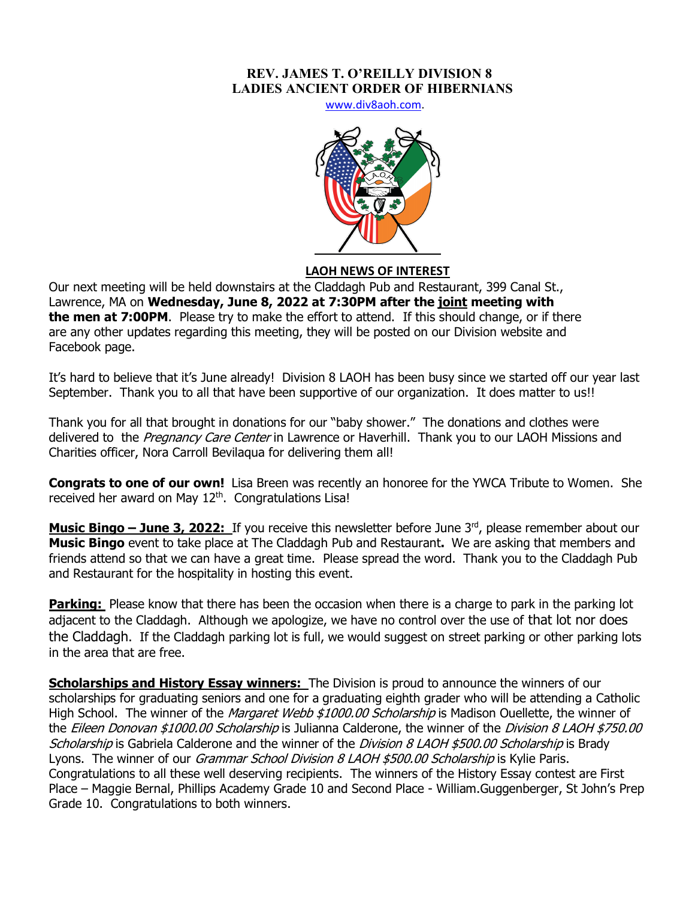# REV. JAMES T. O'REILLY DIVISION 8
# LADIES ANCIENT ORDER OF HIBERNIANS

www.div8aoh.com.

## LAOH NEWS OF INTEREST

Our next meeting will be held downstairs at the Claddagh Pub and Restaurant, 399 Canal St., Lawrence, MA on **Wednesday, June 8, 2022 at 7:30PM after the joint meeting with the men at 7:00PM**. Please try to make the effort to attend. If this should change, or if there are any other updates regarding this meeting, they will be posted on our Division website and Facebook page.

It's hard to believe that it's June already! Division 8 LAOH has been busy since we started off our year last September. Thank you to all that have been supportive of our organization. It does matter to us!!

Thank you for all that brought in donations for our "baby shower." The donations and clothes were delivered to the *Pregnancy Care Center* in Lawrence or Haverhill. Thank you to our LAOH Missions and Charities officer, Nora Carroll Bevilaqua for delivering them all!

**Congrats to one of our own!** Lisa Breen was recently an honoree for the YWCA Tribute to Women. She received her award on May 12th. Congratulations Lisa!

**Music Bingo – June 3, 2022:** If you receive this newsletter before June 3rd, please remember about our **Music Bingo** event to take place at The Claddagh Pub and Restaurant**.** We are asking that members and friends attend so that we can have a great time. Please spread the word. Thank you to the Claddagh Pub and Restaurant for the hospitality in hosting this event.

**Parking:** Please know that there has been the occasion when there is a charge to park in the parking lot adjacent to the Claddagh. Although we apologize, we have no control over the use of that lot nor does the Claddagh. If the Claddagh parking lot is full, we would suggest on street parking or other parking lots in the area that are free.

**Scholarships and History Essay winners:** The Division is proud to announce the winners of our scholarships for graduating seniors and one for a graduating eighth grader who will be attending a Catholic High School. The winner of the *Margaret Webb $1000.00 Scholarship* is Madison Ouellette, the winner of the *Eileen Donovan $1000.00 Scholarship* is Julianna Calderone, the winner of the *Division 8 LAOH $750.00 Scholarship* is Gabriela Calderone and the winner of the *Division 8 LAOH $500.00 Scholarship* is Brady Lyons. The winner of our *Grammar School Division 8 LAOH $500.00 Scholarship* is Kylie Paris. Congratulations to all these well deserving recipients. The winners of the History Essay contest are First Place – Maggie Bernal, Phillips Academy Grade 10 and Second Place - William.Guggenberger, St John's Prep Grade 10. Congratulations to both winners.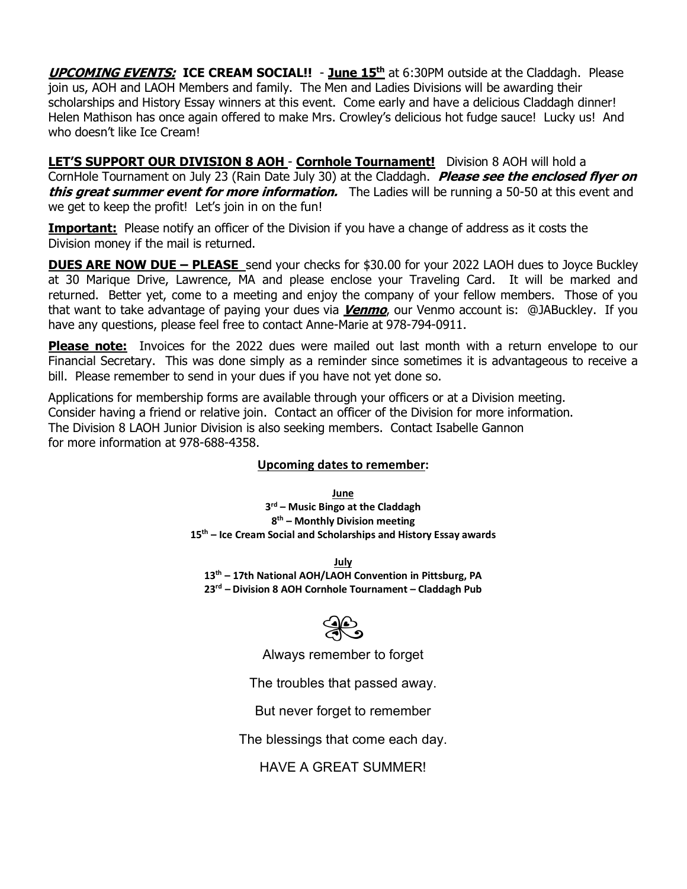***UPCOMING EVENTS:*** **ICE CREAM SOCIAL!!** - **June 15th** at 6:30PM outside at the Claddagh. Please join us, AOH and LAOH Members and family. The Men and Ladies Divisions will be awarding their scholarships and History Essay winners at this event. Come early and have a delicious Claddagh dinner! Helen Mathison has once again offered to make Mrs. Crowley's delicious hot fudge sauce! Lucky us! And who doesn't like Ice Cream!

**LET'S SUPPORT OUR DIVISION 8 AOH** - **Cornhole Tournament!** Division 8 AOH will hold a CornHole Tournament on July 23 (Rain Date July 30) at the Claddagh. ***Please see the enclosed flyer on this great summer event for more information.*** The Ladies will be running a 50-50 at this event and we get to keep the profit! Let's join in on the fun!

**Important:** Please notify an officer of the Division if you have a change of address as it costs the Division money if the mail is returned.

**DUES ARE NOW DUE – PLEASE** send your checks for $30.00 for your 2022 LAOH dues to Joyce Buckley at 30 Marique Drive, Lawrence, MA and please enclose your Traveling Card. It will be marked and returned. Better yet, come to a meeting and enjoy the company of your fellow members. Those of you that want to take advantage of paying your dues via ***Venmo***, our Venmo account is: @JABuckley. If you have any questions, please feel free to contact Anne-Marie at 978-794-0911.

**Please note:** Invoices for the 2022 dues were mailed out last month with a return envelope to our Financial Secretary. This was done simply as a reminder since sometimes it is advantageous to receive a bill. Please remember to send in your dues if you have not yet done so.

Applications for membership forms are available through your officers or at a Division meeting. Consider having a friend or relative join. Contact an officer of the Division for more information. The Division 8 LAOH Junior Division is also seeking members. Contact Isabelle Gannon for more information at 978-688-4358.

**Upcoming dates to remember:**

**June**

**3rd – Music Bingo at the Claddagh**

**8th – Monthly Division meeting**

**15th – Ice Cream Social and Scholarships and History Essay awards**

**July**

**13th – 17th National AOH/LAOH Convention in Pittsburg, PA**

**23rd – Division 8 AOH Cornhole Tournament – Claddagh Pub**

Always remember to forget

The troubles that passed away.

But never forget to remember

The blessings that come each day.

HAVE A GREAT SUMMER!